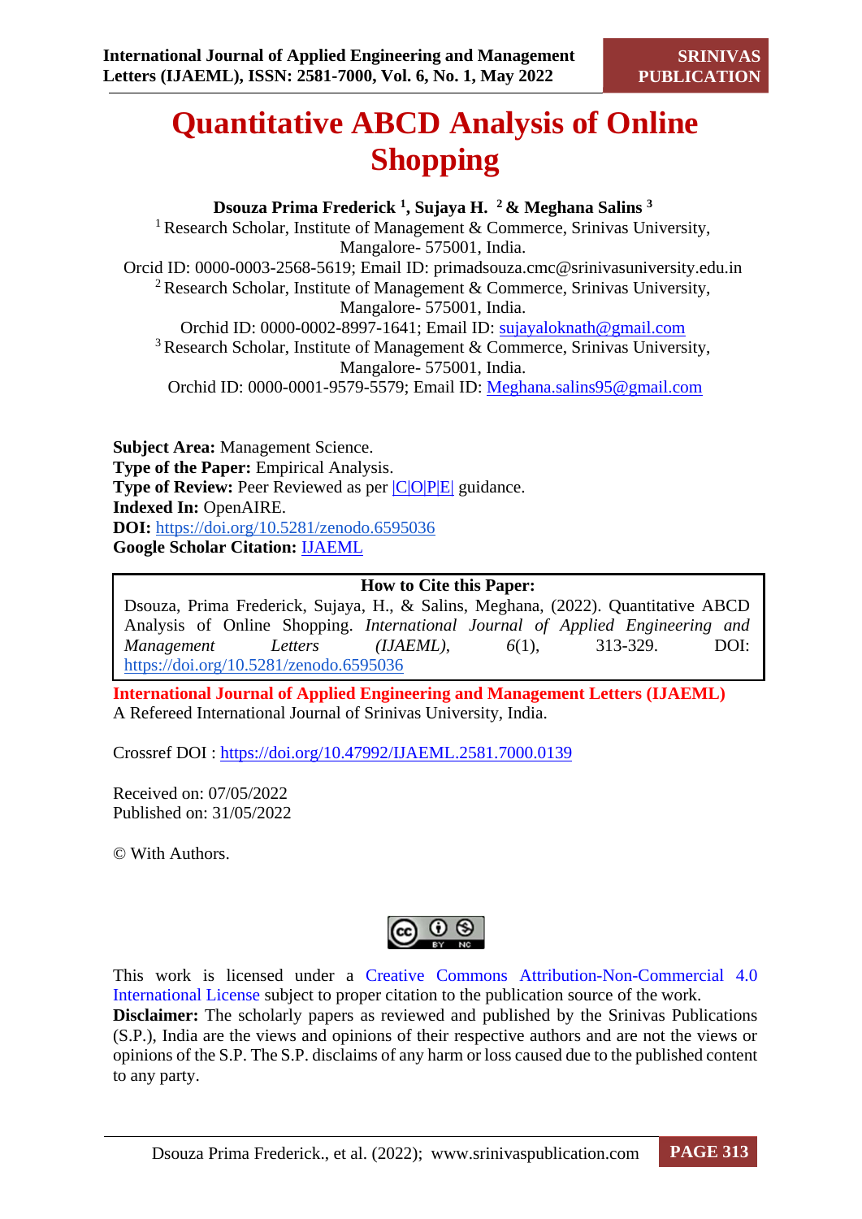# Quantitative ABCD Analysis of Online Shopping

**Dsouza Prima Frederick [1], Sujaya H. [2] & Meghana Salins [3]**

[1] Research Scholar, Institute of Management & Commerce, Srinivas University, Mangalore- 575001, India.
Orcid ID: 0000-0003-2568-5619; Email ID: primadsouza.cmc@srinivasuniversity.edu.in

[2] Research Scholar, Institute of Management & Commerce, Srinivas University, Mangalore- 575001, India.
Orchid ID: 0000-0002-8997-1641; Email ID: sujayaloknath@gmail.com

[3] Research Scholar, Institute of Management & Commerce, Srinivas University, Mangalore- 575001, India.
Orchid ID: 0000-0001-9579-5579; Email ID: Meghana.salins95@gmail.com

**Subject Area:** Management Science.
**Type of the Paper:** Empirical Analysis.
**Type of Review:** Peer Reviewed as per |C|O|P|E| guidance.
**Indexed In:** OpenAIRE.
**DOI:** https://doi.org/10.5281/zenodo.6595036
**Google Scholar Citation:** IJAEML

| **How to Cite this Paper:** |
|---|
| Dsouza, Prima Frederick, Sujaya, H., & Salins, Meghana, (2022). Quantitative ABCD Analysis of Online Shopping. *International Journal of Applied Engineering and Management Letters (IJAEML)*, *6*(1), 313-329. DOI: https://doi.org/10.5281/zenodo.6595036 |

**International Journal of Applied Engineering and Management Letters (IJAEML)**
A Refereed International Journal of Srinivas University, India.

Crossref DOI : https://doi.org/10.47992/IJAEML.2581.7000.0139

Received on: 07/05/2022
Published on: 31/05/2022

© With Authors.

This work is licensed under a Creative Commons Attribution-Non-Commercial 4.0 International License subject to proper citation to the publication source of the work.
**Disclaimer:** The scholarly papers as reviewed and published by the Srinivas Publications (S.P.), India are the views and opinions of their respective authors and are not the views or opinions of the S.P. The S.P. disclaims of any harm or loss caused due to the published content to any party.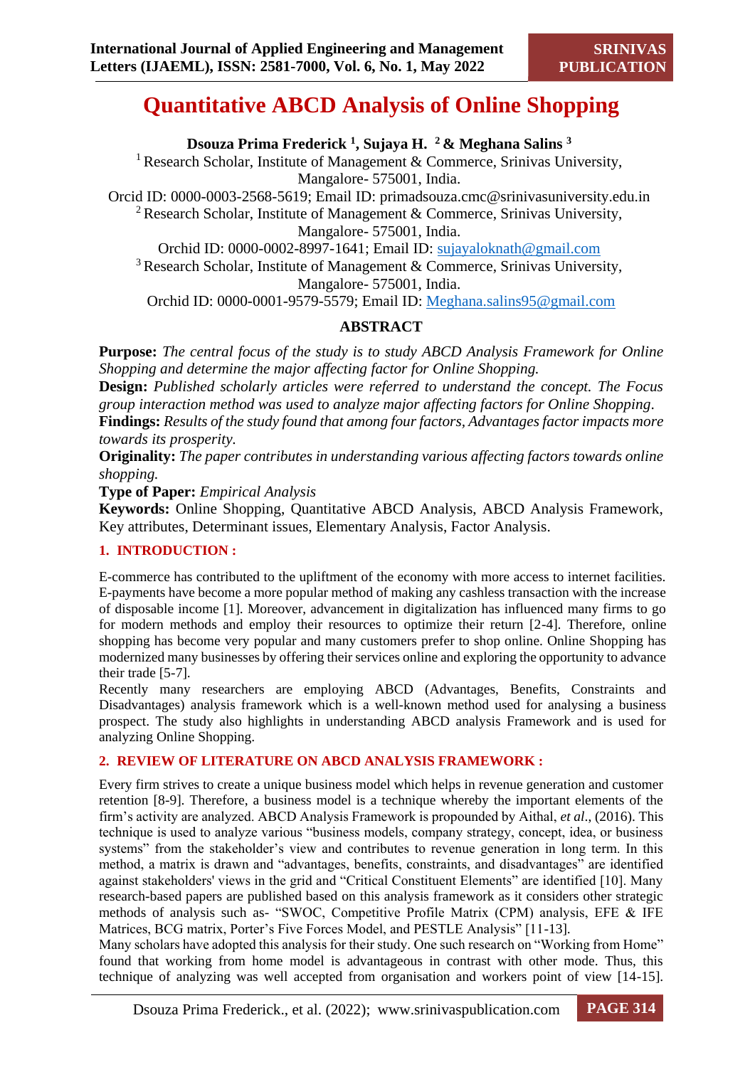# Quantitative ABCD Analysis of Online Shopping

**Dsouza Prima Frederick [1], Sujaya H. [2] & Meghana Salins [3]**

[1] Research Scholar, Institute of Management & Commerce, Srinivas University, Mangalore- 575001, India.
Orcid ID: 0000-0003-2568-5619; Email ID: primadsouza.cmc@srinivasuniversity.edu.in

[2] Research Scholar, Institute of Management & Commerce, Srinivas University, Mangalore- 575001, India.
Orchid ID: 0000-0002-8997-1641; Email ID: sujayaloknath@gmail.com

[3] Research Scholar, Institute of Management & Commerce, Srinivas University, Mangalore- 575001, India.
Orchid ID: 0000-0001-9579-5579; Email ID: Meghana.salins95@gmail.com

## ABSTRACT

**Purpose:** *The central focus of the study is to study ABCD Analysis Framework for Online Shopping and determine the major affecting factor for Online Shopping.*
**Design:** *Published scholarly articles were referred to understand the concept. The Focus group interaction method was used to analyze major affecting factors for Online Shopping.*
**Findings:** *Results of the study found that among four factors, Advantages factor impacts more towards its prosperity.*
**Originality:** *The paper contributes in understanding various affecting factors towards online shopping.*
**Type of Paper:** *Empirical Analysis*
**Keywords:** Online Shopping, Quantitative ABCD Analysis, ABCD Analysis Framework, Key attributes, Determinant issues, Elementary Analysis, Factor Analysis.

## 1. INTRODUCTION :

E-commerce has contributed to the upliftment of the economy with more access to internet facilities. E-payments have become a more popular method of making any cashless transaction with the increase of disposable income [1]. Moreover, advancement in digitalization has influenced many firms to go for modern methods and employ their resources to optimize their return [2-4]. Therefore, online shopping has become very popular and many customers prefer to shop online. Online Shopping has modernized many businesses by offering their services online and exploring the opportunity to advance their trade [5-7].
Recently many researchers are employing ABCD (Advantages, Benefits, Constraints and Disadvantages) analysis framework which is a well-known method used for analysing a business prospect. The study also highlights in understanding ABCD analysis Framework and is used for analyzing Online Shopping.

## 2. REVIEW OF LITERATURE ON ABCD ANALYSIS FRAMEWORK :

Every firm strives to create a unique business model which helps in revenue generation and customer retention [8-9]. Therefore, a business model is a technique whereby the important elements of the firm's activity are analyzed. ABCD Analysis Framework is propounded by Aithal, *et al.*, (2016). This technique is used to analyze various "business models, company strategy, concept, idea, or business systems" from the stakeholder's view and contributes to revenue generation in long term. In this method, a matrix is drawn and "advantages, benefits, constraints, and disadvantages" are identified against stakeholders' views in the grid and "Critical Constituent Elements" are identified [10]. Many research-based papers are published based on this analysis framework as it considers other strategic methods of analysis such as- "SWOC, Competitive Profile Matrix (CPM) analysis, EFE & IFE Matrices, BCG matrix, Porter's Five Forces Model, and PESTLE Analysis" [11-13].
Many scholars have adopted this analysis for their study. One such research on "Working from Home" found that working from home model is advantageous in contrast with other mode. Thus, this technique of analyzing was well accepted from organisation and workers point of view [14-15].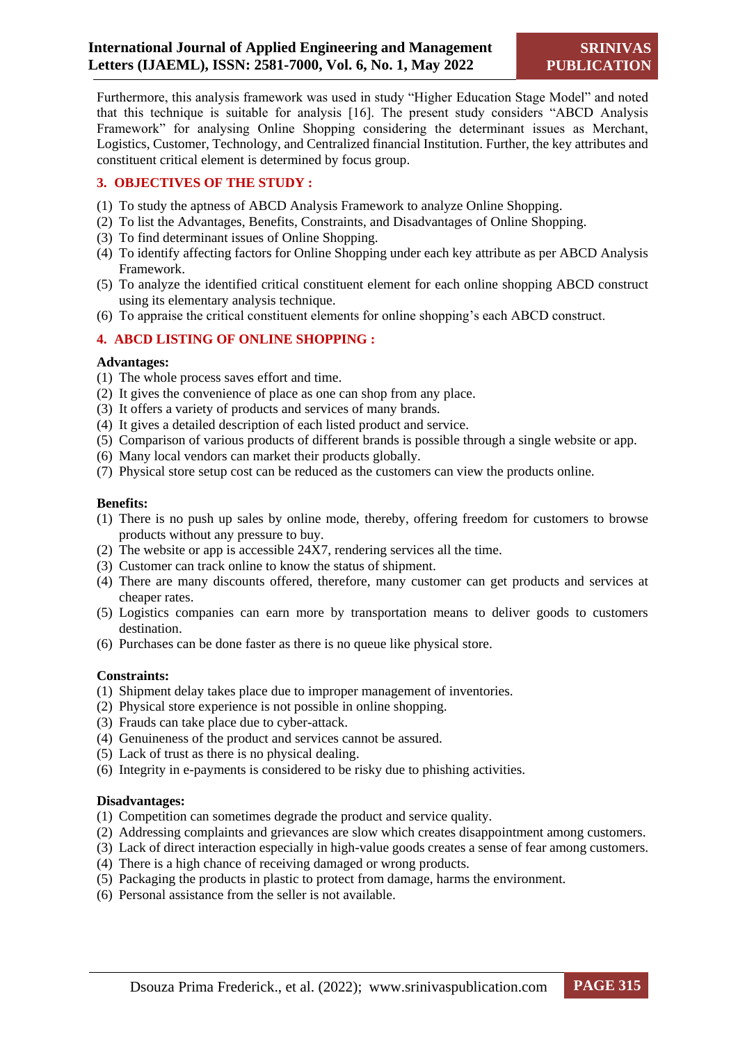Furthermore, this analysis framework was used in study "Higher Education Stage Model" and noted that this technique is suitable for analysis [16]. The present study considers "ABCD Analysis Framework" for analysing Online Shopping considering the determinant issues as Merchant, Logistics, Customer, Technology, and Centralized financial Institution. Further, the key attributes and constituent critical element is determined by focus group.

## 3. OBJECTIVES OF THE STUDY :

(1) To study the aptness of ABCD Analysis Framework to analyze Online Shopping.
(2) To list the Advantages, Benefits, Constraints, and Disadvantages of Online Shopping.
(3) To find determinant issues of Online Shopping.
(4) To identify affecting factors for Online Shopping under each key attribute as per ABCD Analysis Framework.
(5) To analyze the identified critical constituent element for each online shopping ABCD construct using its elementary analysis technique.
(6) To appraise the critical constituent elements for online shopping's each ABCD construct.

## 4. ABCD LISTING OF ONLINE SHOPPING :

**Advantages:**

(1) The whole process saves effort and time.
(2) It gives the convenience of place as one can shop from any place.
(3) It offers a variety of products and services of many brands.
(4) It gives a detailed description of each listed product and service.
(5) Comparison of various products of different brands is possible through a single website or app.
(6) Many local vendors can market their products globally.
(7) Physical store setup cost can be reduced as the customers can view the products online.

**Benefits:**

(1) There is no push up sales by online mode, thereby, offering freedom for customers to browse products without any pressure to buy.
(2) The website or app is accessible 24X7, rendering services all the time.
(3) Customer can track online to know the status of shipment.
(4) There are many discounts offered, therefore, many customer can get products and services at cheaper rates.
(5) Logistics companies can earn more by transportation means to deliver goods to customers destination.
(6) Purchases can be done faster as there is no queue like physical store.

**Constraints:**

(1) Shipment delay takes place due to improper management of inventories.
(2) Physical store experience is not possible in online shopping.
(3) Frauds can take place due to cyber-attack.
(4) Genuineness of the product and services cannot be assured.
(5) Lack of trust as there is no physical dealing.
(6) Integrity in e-payments is considered to be risky due to phishing activities.

**Disadvantages:**

(1) Competition can sometimes degrade the product and service quality.
(2) Addressing complaints and grievances are slow which creates disappointment among customers.
(3) Lack of direct interaction especially in high-value goods creates a sense of fear among customers.
(4) There is a high chance of receiving damaged or wrong products.
(5) Packaging the products in plastic to protect from damage, harms the environment.
(6) Personal assistance from the seller is not available.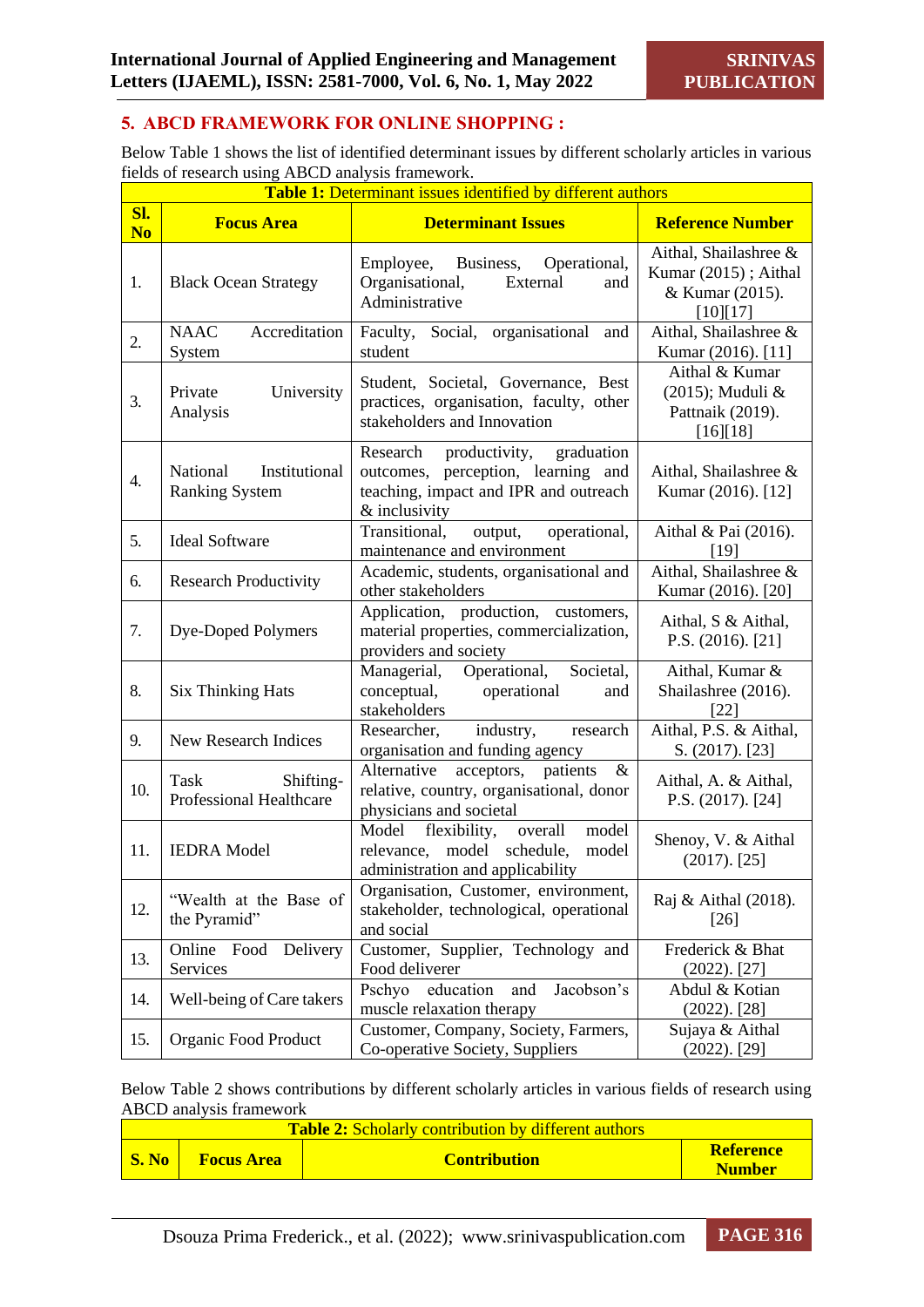## 5. ABCD FRAMEWORK FOR ONLINE SHOPPING :

Below Table 1 shows the list of identified determinant issues by different scholarly articles in various fields of research using ABCD analysis framework.

**Table 1:** Determinant issues identified by different authors

| Sl. No | Focus Area | Determinant Issues | Reference Number |
|---|---|---|---|
| 1. | Black Ocean Strategy | Employee, Business, Operational, Organisational, External and Administrative | Aithal, Shailashree & Kumar (2015) ; Aithal & Kumar (2015). [10][17] |
| 2. | NAAC Accreditation System | Faculty, Social, organisational and student | Aithal, Shailashree & Kumar (2016). [11] |
| 3. | Private University Analysis | Student, Societal, Governance, Best practices, organisation, faculty, other stakeholders and Innovation | Aithal & Kumar (2015); Muduli & Pattnaik (2019). [16][18] |
| 4. | National Institutional Ranking System | Research productivity, graduation outcomes, perception, learning and teaching, impact and IPR and outreach & inclusivity | Aithal, Shailashree & Kumar (2016). [12] |
| 5. | Ideal Software | Transitional, output, operational, maintenance and environment | Aithal & Pai (2016). [19] |
| 6. | Research Productivity | Academic, students, organisational and other stakeholders | Aithal, Shailashree & Kumar (2016). [20] |
| 7. | Dye-Doped Polymers | Application, production, customers, material properties, commercialization, providers and society | Aithal, S & Aithal, P.S. (2016). [21] |
| 8. | Six Thinking Hats | Managerial, Operational, Societal, conceptual, operational and stakeholders | Aithal, Kumar & Shailashree (2016). [22] |
| 9. | New Research Indices | Researcher, industry, research organisation and funding agency | Aithal, P.S. & Aithal, S. (2017). [23] |
| 10. | Task Shifting-Professional Healthcare | Alternative acceptors, patients & relative, country, organisational, donor physicians and societal | Aithal, A. & Aithal, P.S. (2017). [24] |
| 11. | IEDRA Model | Model flexibility, overall model relevance, model schedule, model administration and applicability | Shenoy, V. & Aithal (2017). [25] |
| 12. | "Wealth at the Base of the Pyramid" | Organisation, Customer, environment, stakeholder, technological, operational and social | Raj & Aithal (2018). [26] |
| 13. | Online Food Delivery Services | Customer, Supplier, Technology and Food deliverer | Frederick & Bhat (2022). [27] |
| 14. | Well-being of Care takers | Pschyo education and Jacobson's muscle relaxation therapy | Abdul & Kotian (2022). [28] |
| 15. | Organic Food Product | Customer, Company, Society, Farmers, Co-operative Society, Suppliers | Sujaya & Aithal (2022). [29] |

Below Table 2 shows contributions by different scholarly articles in various fields of research using ABCD analysis framework

**Table 2:** Scholarly contribution by different authors

| S. No | Focus Area | Contribution | Reference Number |
|---|---|---|---|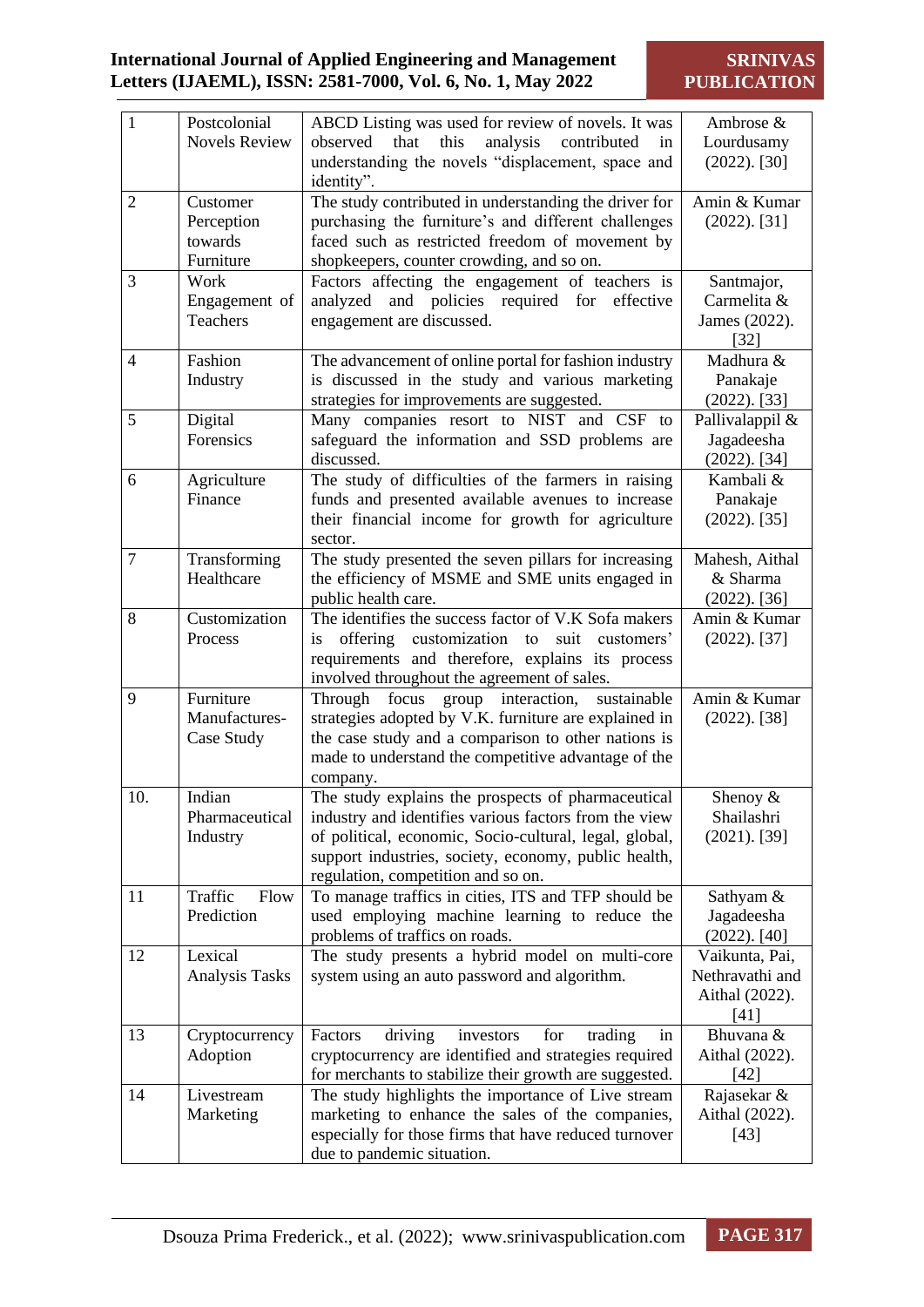| 1 | Postcolonial Novels Review | ABCD Listing was used for review of novels. It was observed that this analysis contributed in understanding the novels "displacement, space and identity". | Ambrose & Lourdusamy (2022). [30] |
|---|---|---|---|
| 2 | Customer Perception towards Furniture | The study contributed in understanding the driver for purchasing the furniture's and different challenges faced such as restricted freedom of movement by shopkeepers, counter crowding, and so on. | Amin & Kumar (2022). [31] |
| 3 | Work Engagement of Teachers | Factors affecting the engagement of teachers is analyzed and policies required for effective engagement are discussed. | Santmajor, Carmelita & James (2022). [32] |
| 4 | Fashion Industry | The advancement of online portal for fashion industry is discussed in the study and various marketing strategies for improvements are suggested. | Madhura & Panakaje (2022). [33] |
| 5 | Digital Forensics | Many companies resort to NIST and CSF to safeguard the information and SSD problems are discussed. | Pallivalappil & Jagadeesha (2022). [34] |
| 6 | Agriculture Finance | The study of difficulties of the farmers in raising funds and presented available avenues to increase their financial income for growth for agriculture sector. | Kambali & Panakaje (2022). [35] |
| 7 | Transforming Healthcare | The study presented the seven pillars for increasing the efficiency of MSME and SME units engaged in public health care. | Mahesh, Aithal & Sharma (2022). [36] |
| 8 | Customization Process | The identifies the success factor of V.K Sofa makers is offering customization to suit customers' requirements and therefore, explains its process involved throughout the agreement of sales. | Amin & Kumar (2022). [37] |
| 9 | Furniture Manufactures-Case Study | Through focus group interaction, sustainable strategies adopted by V.K. furniture are explained in the case study and a comparison to other nations is made to understand the competitive advantage of the company. | Amin & Kumar (2022). [38] |
| 10. | Indian Pharmaceutical Industry | The study explains the prospects of pharmaceutical industry and identifies various factors from the view of political, economic, Socio-cultural, legal, global, support industries, society, economy, public health, regulation, competition and so on. | Shenoy & Shailashri (2021). [39] |
| 11 | Traffic Flow Prediction | To manage traffics in cities, ITS and TFP should be used employing machine learning to reduce the problems of traffics on roads. | Sathyam & Jagadeesha (2022). [40] |
| 12 | Lexical Analysis Tasks | The study presents a hybrid model on multi-core system using an auto password and algorithm. | Vaikunta, Pai, Nethravathi and Aithal (2022). [41] |
| 13 | Cryptocurrency Adoption | Factors driving investors for trading in cryptocurrency are identified and strategies required for merchants to stabilize their growth are suggested. | Bhuvana & Aithal (2022). [42] |
| 14 | Livestream Marketing | The study highlights the importance of Live stream marketing to enhance the sales of the companies, especially for those firms that have reduced turnover due to pandemic situation. | Rajasekar & Aithal (2022). [43] |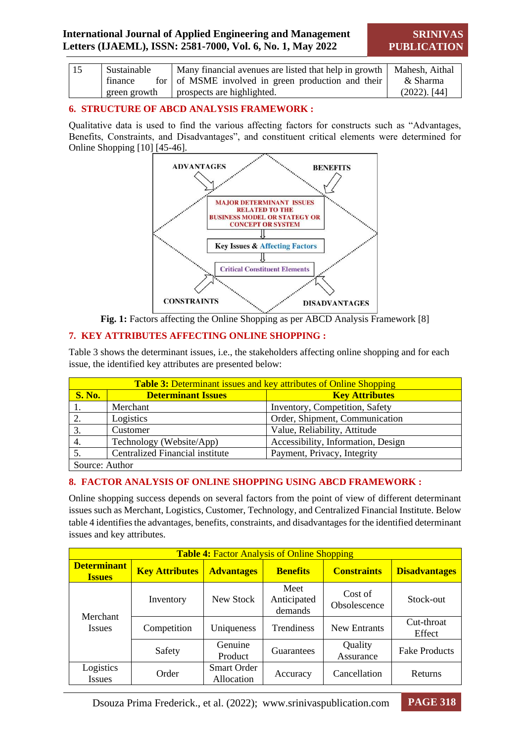| 15 | Sustainable finance for green growth | Many financial avenues are listed that help in growth of MSME involved in green production and their prospects are highlighted. | Mahesh, Aithal & Sharma (2022). [44] |
|---|---|---|---|

## 6. STRUCTURE OF ABCD ANALYSIS FRAMEWORK :

Qualitative data is used to find the various affecting factors for constructs such as "Advantages, Benefits, Constraints, and Disadvantages", and constituent critical elements were determined for Online Shopping [10] [45-46].

**Fig. 1:** Factors affecting the Online Shopping as per ABCD Analysis Framework [8]

## 7. KEY ATTRIBUTES AFFECTING ONLINE SHOPPING :

Table 3 shows the determinant issues, i.e., the stakeholders affecting online shopping and for each issue, the identified key attributes are presented below:

**Table 3:** Determinant issues and key attributes of Online Shopping

| S. No. | Determinant Issues | Key Attributes |
|---|---|---|
| 1. | Merchant | Inventory, Competition, Safety |
| 2. | Logistics | Order, Shipment, Communication |
| 3. | Customer | Value, Reliability, Attitude |
| 4. | Technology (Website/App) | Accessibility, Information, Design |
| 5. | Centralized Financial institute | Payment, Privacy, Integrity |
| Source: Author | | |

## 8. FACTOR ANALYSIS OF ONLINE SHOPPING USING ABCD FRAMEWORK :

Online shopping success depends on several factors from the point of view of different determinant issues such as Merchant, Logistics, Customer, Technology, and Centralized Financial Institute. Below table 4 identifies the advantages, benefits, constraints, and disadvantages for the identified determinant issues and key attributes.

**Table 4:** Factor Analysis of Online Shopping

| Determinant Issues | Key Attributes | Advantages | Benefits | Constraints | Disadvantages |
|---|---|---|---|---|---|
| Merchant Issues | Inventory | New Stock | Meet Anticipated demands | Cost of Obsolescence | Stock-out |
| | Competition | Uniqueness | Trendiness | New Entrants | Cut-throat Effect |
| | Safety | Genuine Product | Guarantees | Quality Assurance | Fake Products |
| Logistics Issues | Order | Smart Order Allocation | Accuracy | Cancellation | Returns |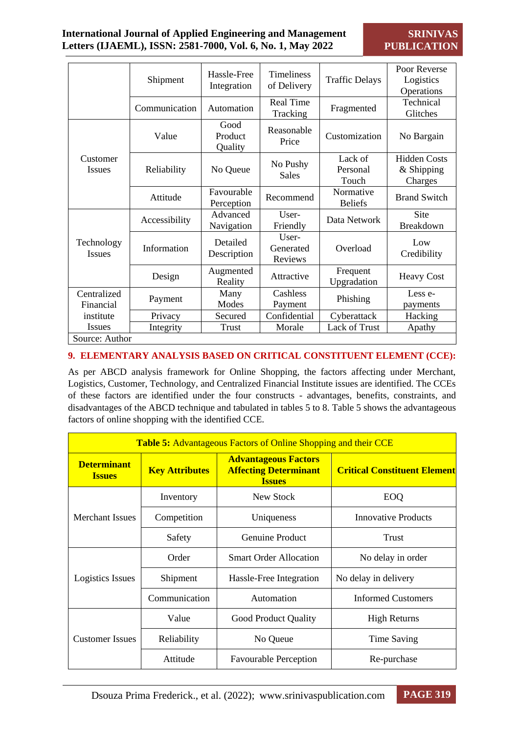| | Shipment | Hassle-Free Integration | Timeliness of Delivery | Traffic Delays | Poor Reverse Logistics Operations |
|---|---|---|---|---|---|
| | Communication | Automation | Real Time Tracking | Fragmented | Technical Glitches |
| Customer Issues | Value | Good Product Quality | Reasonable Price | Customization | No Bargain |
| | Reliability | No Queue | No Pushy Sales | Lack of Personal Touch | Hidden Costs & Shipping Charges |
| | Attitude | Favourable Perception | Recommend | Normative Beliefs | Brand Switch |
| Technology Issues | Accessibility | Advanced Navigation | User-Friendly | Data Network | Site Breakdown |
| | Information | Detailed Description | User-Generated Reviews | Overload | Low Credibility |
| | Design | Augmented Reality | Attractive | Frequent Upgradation | Heavy Cost |
| Centralized Financial institute Issues | Payment | Many Modes | Cashless Payment | Phishing | Less e-payments |
| | Privacy | Secured | Confidential | Cyberattack | Hacking |
| | Integrity | Trust | Morale | Lack of Trust | Apathy |

Source: Author

## 9. ELEMENTARY ANALYSIS BASED ON CRITICAL CONSTITUENT ELEMENT (CCE):

As per ABCD analysis framework for Online Shopping, the factors affecting under Merchant, Logistics, Customer, Technology, and Centralized Financial Institute issues are identified. The CCEs of these factors are identified under the four constructs - advantages, benefits, constraints, and disadvantages of the ABCD technique and tabulated in tables 5 to 8. Table 5 shows the advantageous factors of online shopping with the identified CCE.

**Table 5:** Advantageous Factors of Online Shopping and their CCE

| Determinant Issues | Key Attributes | Advantageous Factors Affecting Determinant Issues | Critical Constituent Element |
|---|---|---|---|
| Merchant Issues | Inventory | New Stock | EOQ |
| | Competition | Uniqueness | Innovative Products |
| | Safety | Genuine Product | Trust |
| Logistics Issues | Order | Smart Order Allocation | No delay in order |
| | Shipment | Hassle-Free Integration | No delay in delivery |
| | Communication | Automation | Informed Customers |
| Customer Issues | Value | Good Product Quality | High Returns |
| | Reliability | No Queue | Time Saving |
| | Attitude | Favourable Perception | Re-purchase |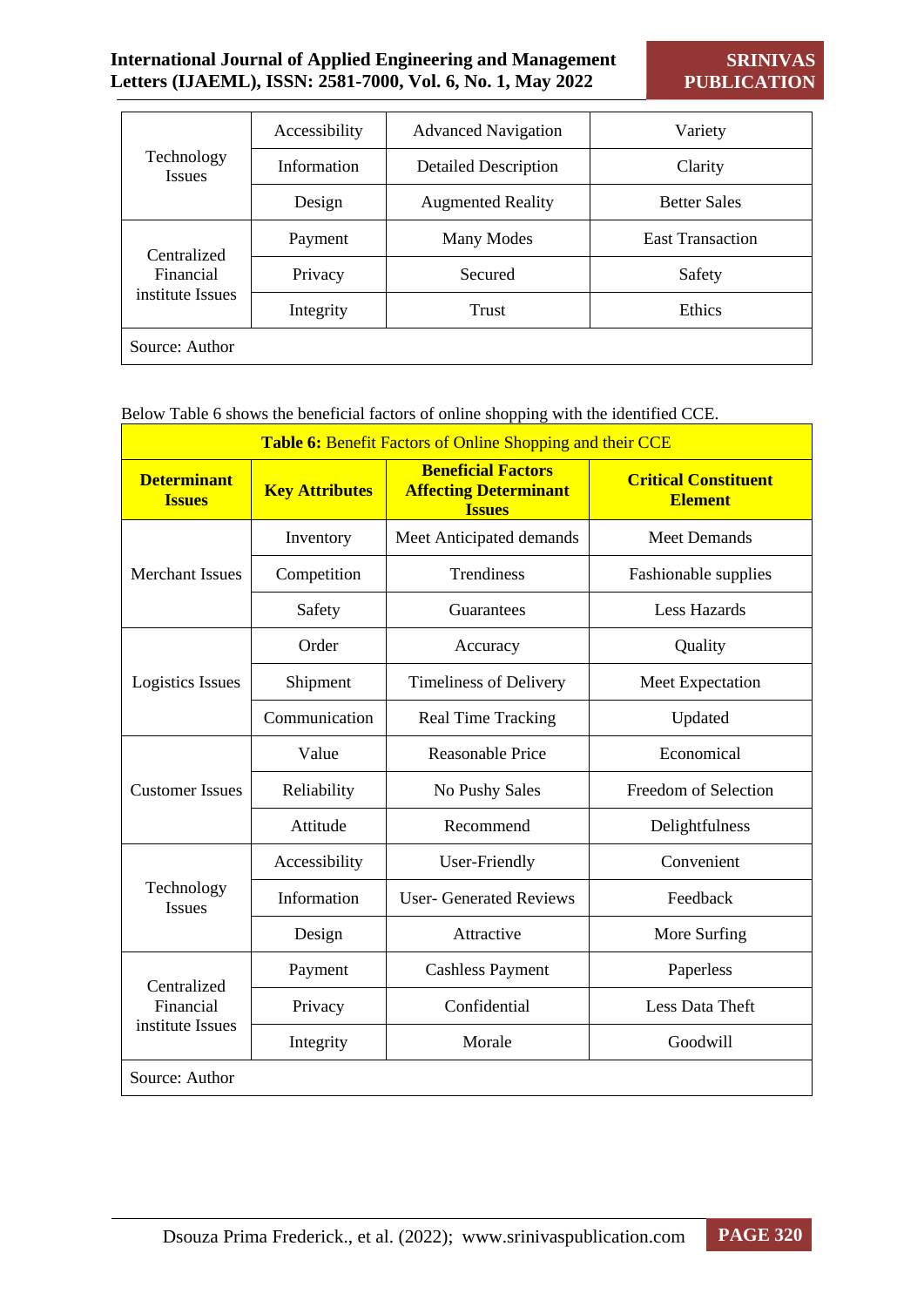| Technology Issues | Accessibility | Advanced Navigation | Variety |
|---|---|---|---|
| | Information | Detailed Description | Clarity |
| | Design | Augmented Reality | Better Sales |
| Centralized Financial institute Issues | Payment | Many Modes | East Transaction |
| | Privacy | Secured | Safety |
| | Integrity | Trust | Ethics |

Source: Author

Below Table 6 shows the beneficial factors of online shopping with the identified CCE.

**Table 6:** Benefit Factors of Online Shopping and their CCE

| Determinant Issues | Key Attributes | Beneficial Factors Affecting Determinant Issues | Critical Constituent Element |
|---|---|---|---|
| Merchant Issues | Inventory | Meet Anticipated demands | Meet Demands |
| | Competition | Trendiness | Fashionable supplies |
| | Safety | Guarantees | Less Hazards |
| Logistics Issues | Order | Accuracy | Quality |
| | Shipment | Timeliness of Delivery | Meet Expectation |
| | Communication | Real Time Tracking | Updated |
| Customer Issues | Value | Reasonable Price | Economical |
| | Reliability | No Pushy Sales | Freedom of Selection |
| | Attitude | Recommend | Delightfulness |
| Technology Issues | Accessibility | User-Friendly | Convenient |
| | Information | User- Generated Reviews | Feedback |
| | Design | Attractive | More Surfing |
| Centralized Financial institute Issues | Payment | Cashless Payment | Paperless |
| | Privacy | Confidential | Less Data Theft |
| | Integrity | Morale | Goodwill |

Source: Author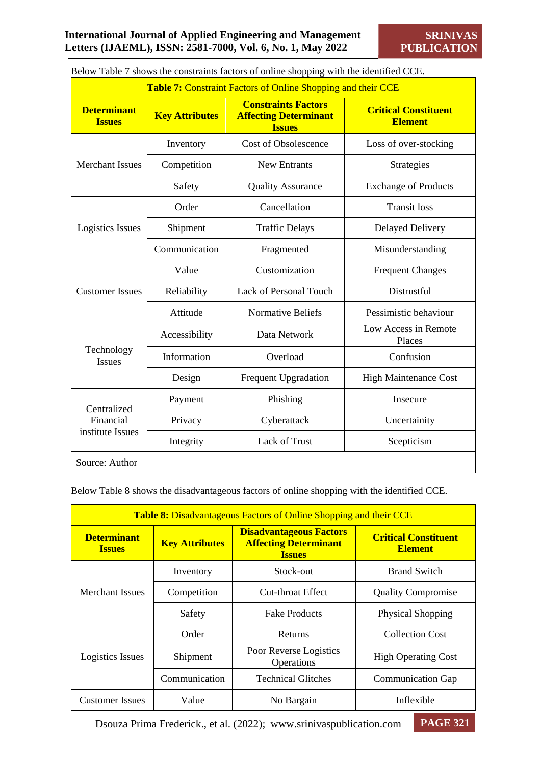Below Table 7 shows the constraints factors of online shopping with the identified CCE.

**Table 7:** Constraint Factors of Online Shopping and their CCE

| Determinant Issues | Key Attributes | Constraints Factors Affecting Determinant Issues | Critical Constituent Element |
|---|---|---|---|
| Merchant Issues | Inventory | Cost of Obsolescence | Loss of over-stocking |
| | Competition | New Entrants | Strategies |
| | Safety | Quality Assurance | Exchange of Products |
| Logistics Issues | Order | Cancellation | Transit loss |
| | Shipment | Traffic Delays | Delayed Delivery |
| | Communication | Fragmented | Misunderstanding |
| Customer Issues | Value | Customization | Frequent Changes |
| | Reliability | Lack of Personal Touch | Distrustful |
| | Attitude | Normative Beliefs | Pessimistic behaviour |
| Technology Issues | Accessibility | Data Network | Low Access in Remote Places |
| | Information | Overload | Confusion |
| | Design | Frequent Upgradation | High Maintenance Cost |
| Centralized Financial institute Issues | Payment | Phishing | Insecure |
| | Privacy | Cyberattack | Uncertainity |
| | Integrity | Lack of Trust | Scepticism |

Source: Author

Below Table 8 shows the disadvantageous factors of online shopping with the identified CCE.

**Table 8:** Disadvantageous Factors of Online Shopping and their CCE

| Determinant Issues | Key Attributes | Disadvantageous Factors Affecting Determinant Issues | Critical Constituent Element |
|---|---|---|---|
| Merchant Issues | Inventory | Stock-out | Brand Switch |
| | Competition | Cut-throat Effect | Quality Compromise |
| | Safety | Fake Products | Physical Shopping |
| Logistics Issues | Order | Returns | Collection Cost |
| | Shipment | Poor Reverse Logistics Operations | High Operating Cost |
| | Communication | Technical Glitches | Communication Gap |
| Customer Issues | Value | No Bargain | Inflexible |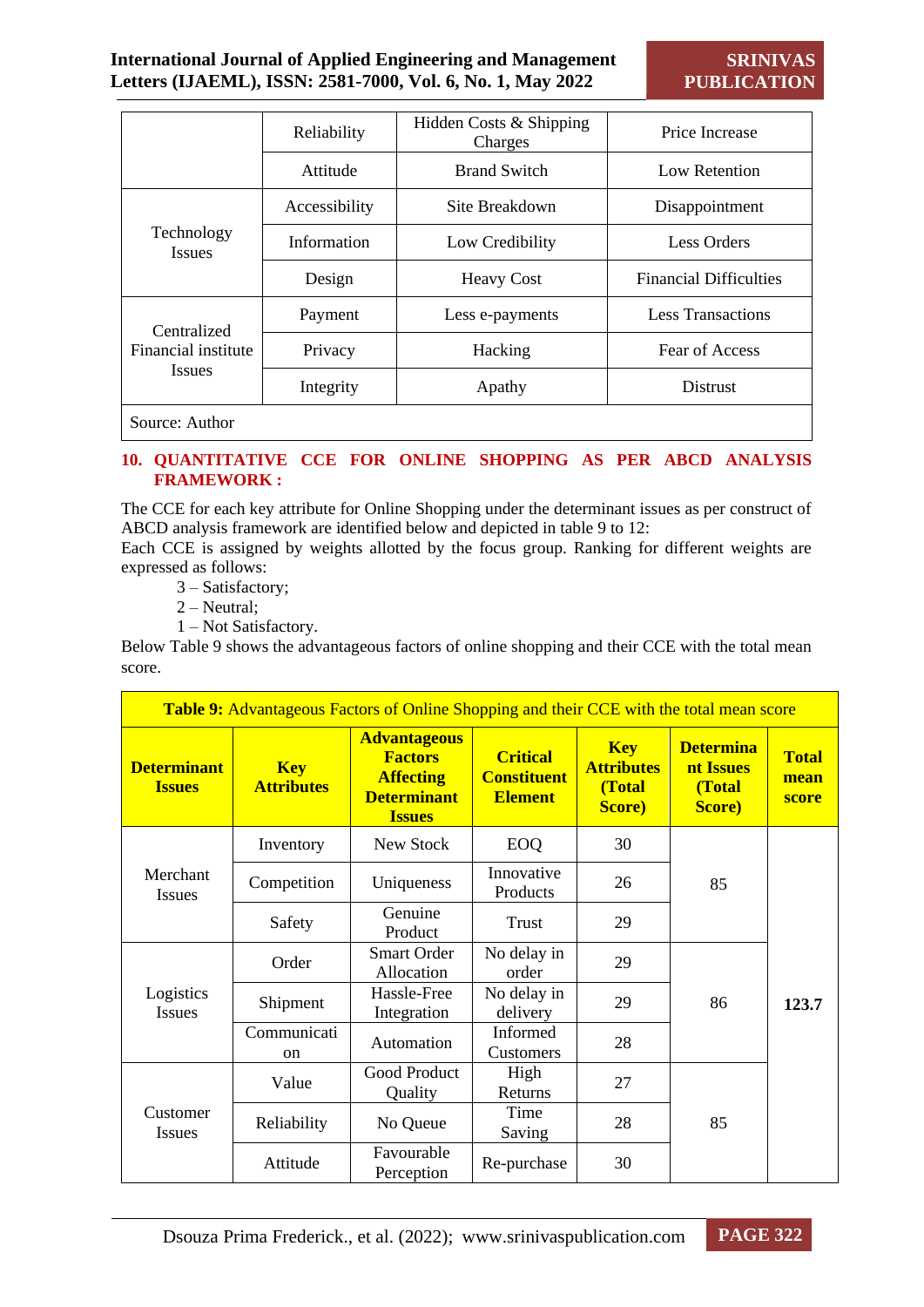| | Reliability | Hidden Costs & Shipping Charges | Price Increase |
|---|---|---|---|
| | Attitude | Brand Switch | Low Retention |
| Technology Issues | Accessibility | Site Breakdown | Disappointment |
| | Information | Low Credibility | Less Orders |
| | Design | Heavy Cost | Financial Difficulties |
| Centralized Financial institute Issues | Payment | Less e-payments | Less Transactions |
| | Privacy | Hacking | Fear of Access |
| | Integrity | Apathy | Distrust |

Source: Author

## 10. QUANTITATIVE CCE FOR ONLINE SHOPPING AS PER ABCD ANALYSIS FRAMEWORK :

The CCE for each key attribute for Online Shopping under the determinant issues as per construct of ABCD analysis framework are identified below and depicted in table 9 to 12:

Each CCE is assigned by weights allotted by the focus group. Ranking for different weights are expressed as follows:

3 – Satisfactory;

2 – Neutral;

1 – Not Satisfactory.

Below Table 9 shows the advantageous factors of online shopping and their CCE with the total mean score.

**Table 9:** Advantageous Factors of Online Shopping and their CCE with the total mean score

| Determinant Issues | Key Attributes | Advantageous Factors Affecting Determinant Issues | Critical Constituent Element | Key Attributes (Total Score) | Determinant Issues (Total Score) | Total mean score |
|---|---|---|---|---|---|---|
| Merchant Issues | Inventory | New Stock | EOQ | 30 | 85 | 123.7 |
| | Competition | Uniqueness | Innovative Products | 26 | | |
| | Safety | Genuine Product | Trust | 29 | | |
| Logistics Issues | Order | Smart Order Allocation | No delay in order | 29 | 86 | |
| | Shipment | Hassle-Free Integration | No delay in delivery | 29 | | |
| | Communication | Automation | Informed Customers | 28 | | |
| Customer Issues | Value | Good Product Quality | High Returns | 27 | 85 | |
| | Reliability | No Queue | Time Saving | 28 | | |
| | Attitude | Favourable Perception | Re-purchase | 30 | | |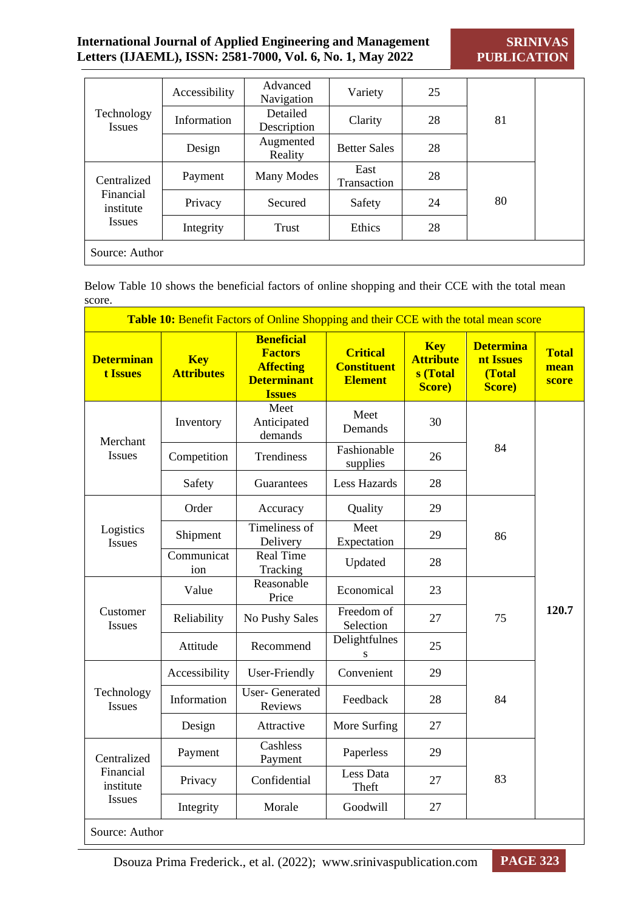| | | | | | | |
|---|---|---|---|---|---|---|
| Technology Issues | Accessibility | Advanced Navigation | Variety | 25 | 81 | |
| | Information | Detailed Description | Clarity | 28 | | |
| | Design | Augmented Reality | Better Sales | 28 | | |
| Centralized Financial institute Issues | Payment | Many Modes | East Transaction | 28 | 80 | |
| | Privacy | Secured | Safety | 24 | | |
| | Integrity | Trust | Ethics | 28 | | |

Source: Author

Below Table 10 shows the beneficial factors of online shopping and their CCE with the total mean score.

**Table 10:** Benefit Factors of Online Shopping and their CCE with the total mean score

| Determinant Issues | Key Attributes | Beneficial Factors Affecting Determinant Issues | Critical Constituent Element | Key Attributes (Total Score) | Determinant Issues (Total Score) | Total mean score |
|---|---|---|---|---|---|---|
| Merchant Issues | Inventory | Meet Anticipated demands | Meet Demands | 30 | 84 | 120.7 |
| | Competition | Trendiness | Fashionable supplies | 26 | | |
| | Safety | Guarantees | Less Hazards | 28 | | |
| Logistics Issues | Order | Accuracy | Quality | 29 | 86 | |
| | Shipment | Timeliness of Delivery | Meet Expectation | 29 | | |
| | Communication | Real Time Tracking | Updated | 28 | | |
| Customer Issues | Value | Reasonable Price | Economical | 23 | 75 | |
| | Reliability | No Pushy Sales | Freedom of Selection | 27 | | |
| | Attitude | Recommend | Delightfulness | 25 | | |
| Technology Issues | Accessibility | User-Friendly | Convenient | 29 | 84 | |
| | Information | User- Generated Reviews | Feedback | 28 | | |
| | Design | Attractive | More Surfing | 27 | | |
| Centralized Financial institute Issues | Payment | Cashless Payment | Paperless | 29 | 83 | |
| | Privacy | Confidential | Less Data Theft | 27 | | |
| | Integrity | Morale | Goodwill | 27 | | |

Source: Author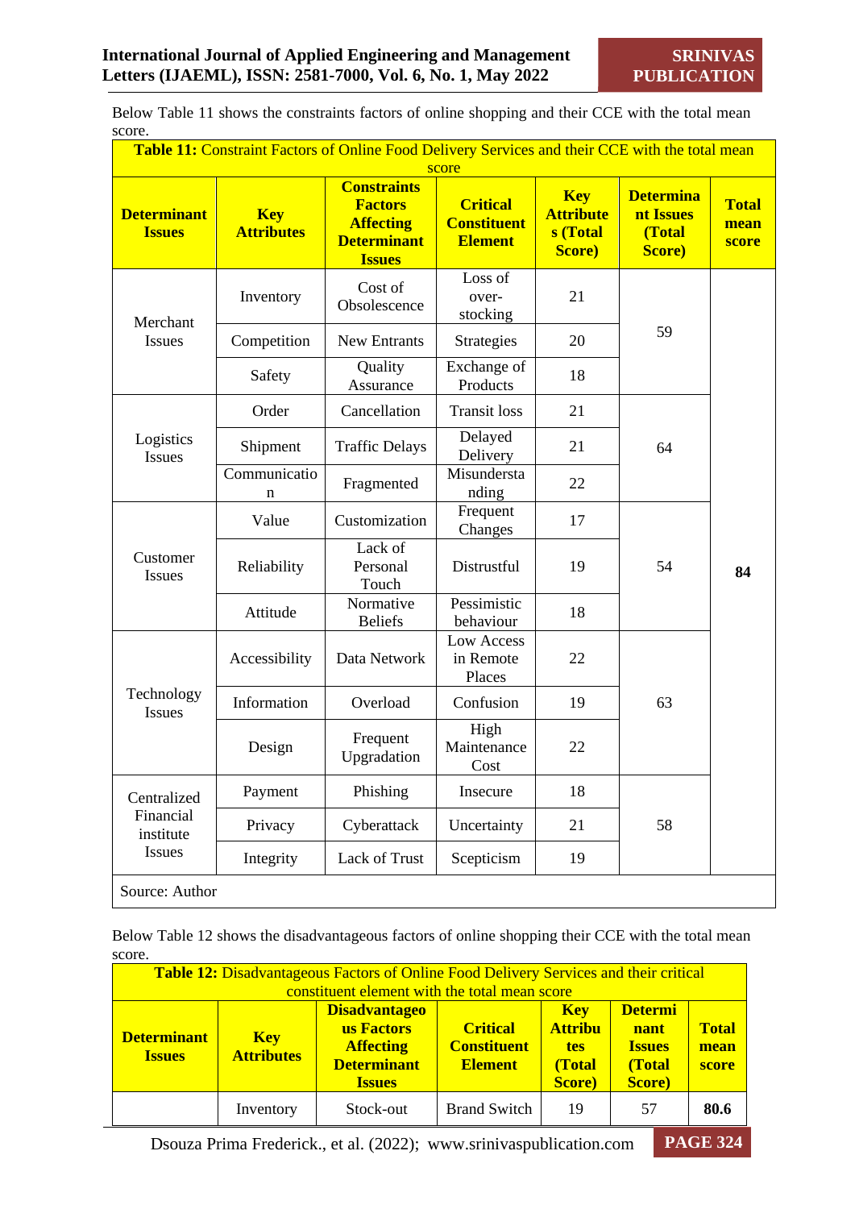Below Table 11 shows the constraints factors of online shopping and their CCE with the total mean score.

**Table 11:** Constraint Factors of Online Food Delivery Services and their CCE with the total mean score

| Determinant Issues | Key Attributes | Constraints Factors Affecting Determinant Issues | Critical Constituent Element | Key Attributes (Total Score) | Determinant Issues (Total Score) | Total mean score |
|---|---|---|---|---|---|---|
| Merchant Issues | Inventory | Cost of Obsolescence | Loss of over-stocking | 21 | 59 | 84 |
| | Competition | New Entrants | Strategies | 20 | | |
| | Safety | Quality Assurance | Exchange of Products | 18 | | |
| Logistics Issues | Order | Cancellation | Transit loss | 21 | 64 | |
| | Shipment | Traffic Delays | Delayed Delivery | 21 | | |
| | Communication | Fragmented | Misunderstanding | 22 | | |
| Customer Issues | Value | Customization | Frequent Changes | 17 | 54 | |
| | Reliability | Lack of Personal Touch | Distrustful | 19 | | |
| | Attitude | Normative Beliefs | Pessimistic behaviour | 18 | | |
| Technology Issues | Accessibility | Data Network | Low Access in Remote Places | 22 | 63 | |
| | Information | Overload | Confusion | 19 | | |
| | Design | Frequent Upgradation | High Maintenance Cost | 22 | | |
| Centralized Financial institute Issues | Payment | Phishing | Insecure | 18 | 58 | |
| | Privacy | Cyberattack | Uncertainty | 21 | | |
| | Integrity | Lack of Trust | Scepticism | 19 | | |

Source: Author

Below Table 12 shows the disadvantageous factors of online shopping their CCE with the total mean score.

**Table 12:** Disadvantageous Factors of Online Food Delivery Services and their critical constituent element with the total mean score

| Determinant Issues | Key Attributes | Disadvantageous Factors Affecting Determinant Issues | Critical Constituent Element | Key Attributes (Total Score) | Determinant Issues (Total Score) | Total mean score |
|---|---|---|---|---|---|---|
| | Inventory | Stock-out | Brand Switch | 19 | 57 | 80.6 |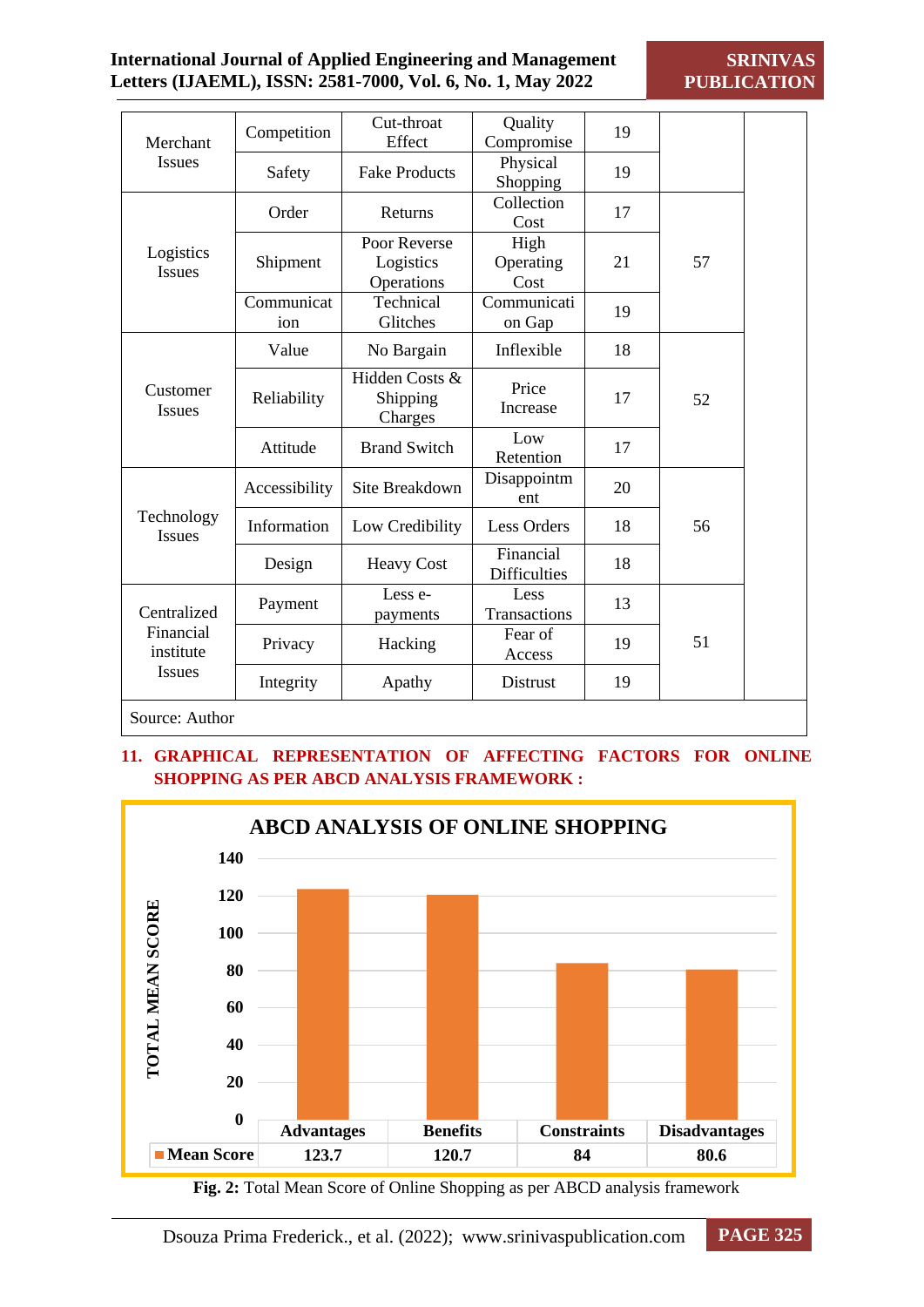| | | | | | | |
|---|---|---|---|---|---|---|
| Merchant Issues | Competition | Cut-throat Effect | Quality Compromise | 19 | | |
| | Safety | Fake Products | Physical Shopping | 19 | | |
| Logistics Issues | Order | Returns | Collection Cost | 17 | 57 | |
| | Shipment | Poor Reverse Logistics Operations | High Operating Cost | 21 | | |
| | Communication | Technical Glitches | Communication Gap | 19 | | |
| Customer Issues | Value | No Bargain | Inflexible | 18 | 52 | |
| | Reliability | Hidden Costs & Shipping Charges | Price Increase | 17 | | |
| | Attitude | Brand Switch | Low Retention | 17 | | |
| Technology Issues | Accessibility | Site Breakdown | Disappointment | 20 | 56 | |
| | Information | Low Credibility | Less Orders | 18 | | |
| | Design | Heavy Cost | Financial Difficulties | 18 | | |
| Centralized Financial institute Issues | Payment | Less e-payments | Less Transactions | 13 | 51 | |
| | Privacy | Hacking | Fear of Access | 19 | | |
| | Integrity | Apathy | Distrust | 19 | | |

Source: Author

## 11. GRAPHICAL REPRESENTATION OF AFFECTING FACTORS FOR ONLINE SHOPPING AS PER ABCD ANALYSIS FRAMEWORK :

**ABCD ANALYSIS OF ONLINE SHOPPING**

| | Advantages | Benefits | Constraints | Disadvantages |
|---|---|---|---|---|
| Mean Score | 123.7 | 120.7 | 84 | 80.6 |

**Fig. 2:** Total Mean Score of Online Shopping as per ABCD analysis framework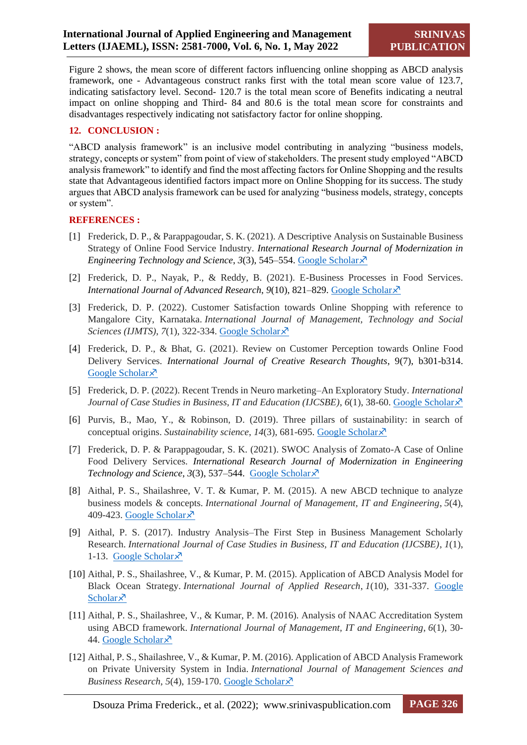Figure 2 shows, the mean score of different factors influencing online shopping as ABCD analysis framework, one - Advantageous construct ranks first with the total mean score value of 123.7, indicating satisfactory level. Second- 120.7 is the total mean score of Benefits indicating a neutral impact on online shopping and Third- 84 and 80.6 is the total mean score for constraints and disadvantages respectively indicating not satisfactory factor for online shopping.

## 12. CONCLUSION :

"ABCD analysis framework" is an inclusive model contributing in analyzing "business models, strategy, concepts or system" from point of view of stakeholders. The present study employed "ABCD analysis framework" to identify and find the most affecting factors for Online Shopping and the results state that Advantageous identified factors impact more on Online Shopping for its success. The study argues that ABCD analysis framework can be used for analyzing "business models, strategy, concepts or system".

## REFERENCES :

[1] Frederick, D. P., & Parappagoudar, S. K. (2021). A Descriptive Analysis on Sustainable Business Strategy of Online Food Service Industry. *International Research Journal of Modernization in Engineering Technology and Science*, *3*(3), 545–554. Google Scholar

[2] Frederick, D. P., Nayak, P., & Reddy, B. (2021). E-Business Processes in Food Services. *International Journal of Advanced Research*, *9*(10), 821–829. Google Scholar

[3] Frederick, D. P. (2022). Customer Satisfaction towards Online Shopping with reference to Mangalore City, Karnataka. *International Journal of Management, Technology and Social Sciences (IJMTS)*, *7*(1), 322-334. Google Scholar

[4] Frederick, D. P., & Bhat, G. (2021). Review on Customer Perception towards Online Food Delivery Services. *International Journal of Creative Research Thoughts*, 9(7), b301-b314. Google Scholar

[5] Frederick, D. P. (2022). Recent Trends in Neuro marketing–An Exploratory Study. *International Journal of Case Studies in Business, IT and Education (IJCSBE)*, *6*(1), 38-60. Google Scholar

[6] Purvis, B., Mao, Y., & Robinson, D. (2019). Three pillars of sustainability: in search of conceptual origins. *Sustainability science*, *14*(3), 681-695. Google Scholar

[7] Frederick, D. P. & Parappagoudar, S. K. (2021). SWOC Analysis of Zomato-A Case of Online Food Delivery Services. *International Research Journal of Modernization in Engineering Technology and Science*, *3*(3), 537–544. Google Scholar

[8] Aithal, P. S., Shailashree, V. T. & Kumar, P. M. (2015). A new ABCD technique to analyze business models & concepts. *International Journal of Management, IT and Engineering*, *5*(4), 409-423. Google Scholar

[9] Aithal, P. S. (2017). Industry Analysis–The First Step in Business Management Scholarly Research. *International Journal of Case Studies in Business, IT and Education (IJCSBE)*, *1*(1), 1-13. Google Scholar

[10] Aithal, P. S., Shailashree, V., & Kumar, P. M. (2015). Application of ABCD Analysis Model for Black Ocean Strategy. *International Journal of Applied Research*, *1*(10), 331-337. Google Scholar

[11] Aithal, P. S., Shailashree, V., & Kumar, P. M. (2016). Analysis of NAAC Accreditation System using ABCD framework. *International Journal of Management, IT and Engineering*, *6*(1), 30-44. Google Scholar

[12] Aithal, P. S., Shailashree, V., & Kumar, P. M. (2016). Application of ABCD Analysis Framework on Private University System in India. *International Journal of Management Sciences and Business Research*, *5*(4), 159-170. Google Scholar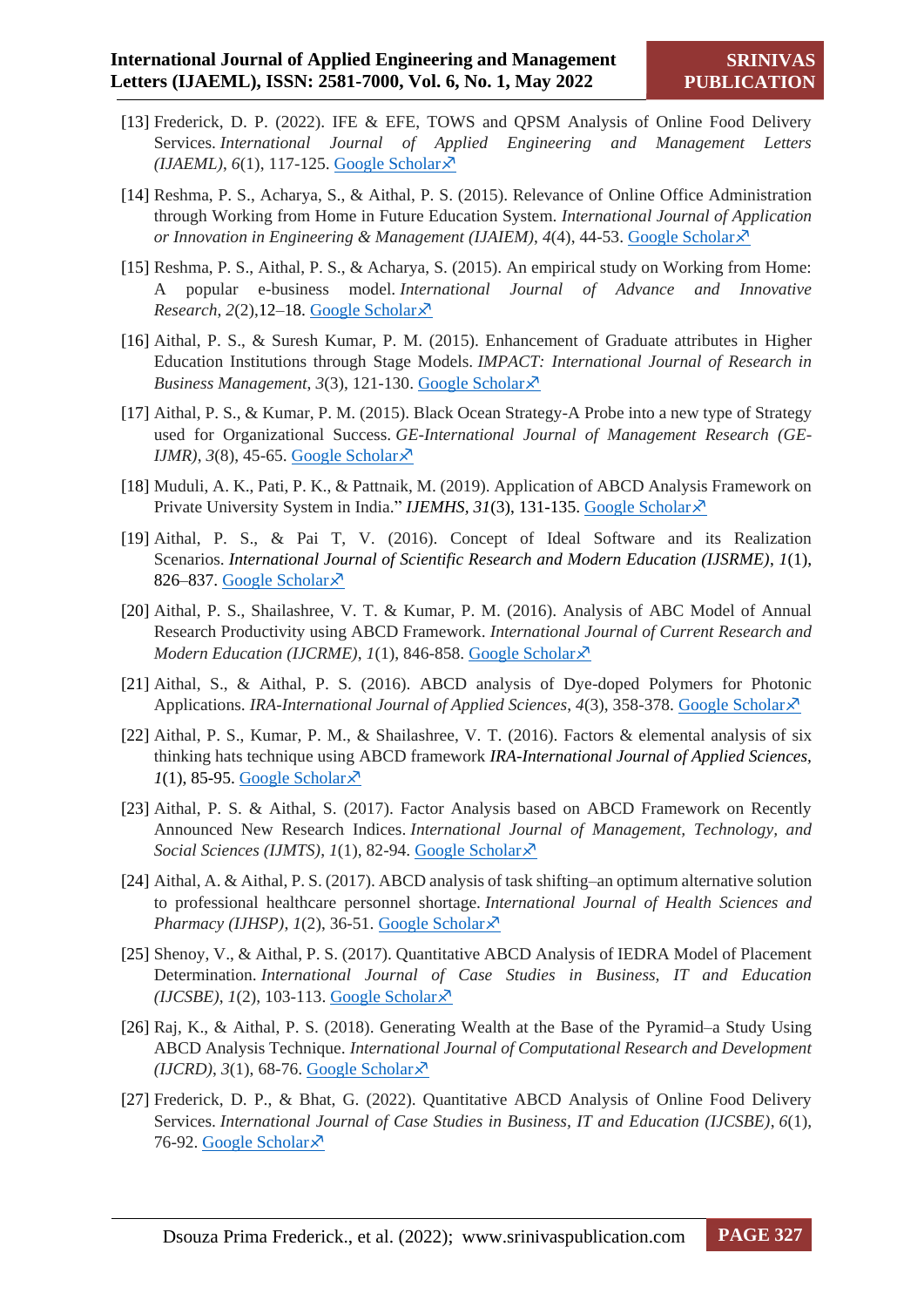[13] Frederick, D. P. (2022). IFE & EFE, TOWS and QPSM Analysis of Online Food Delivery Services. *International Journal of Applied Engineering and Management Letters (IJAEML)*, *6*(1), 117-125. Google Scholar↗

[14] Reshma, P. S., Acharya, S., & Aithal, P. S. (2015). Relevance of Online Office Administration through Working from Home in Future Education System. *International Journal of Application or Innovation in Engineering & Management (IJAIEM)*, *4*(4), 44-53. Google Scholar↗

[15] Reshma, P. S., Aithal, P. S., & Acharya, S. (2015). An empirical study on Working from Home: A popular e-business model. *International Journal of Advance and Innovative Research*, *2*(2),12–18. Google Scholar↗

[16] Aithal, P. S., & Suresh Kumar, P. M. (2015). Enhancement of Graduate attributes in Higher Education Institutions through Stage Models. *IMPACT: International Journal of Research in Business Management*, *3*(3), 121-130. Google Scholar↗

[17] Aithal, P. S., & Kumar, P. M. (2015). Black Ocean Strategy-A Probe into a new type of Strategy used for Organizational Success. *GE-International Journal of Management Research (GE-IJMR)*, *3*(8), 45-65. Google Scholar↗

[18] Muduli, A. K., Pati, P. K., & Pattnaik, M. (2019). Application of ABCD Analysis Framework on Private University System in India." *IJEMHS*, *31*(3), 131-135. Google Scholar↗

[19] Aithal, P. S., & Pai T, V. (2016). Concept of Ideal Software and its Realization Scenarios. *International Journal of Scientific Research and Modern Education (IJSRME)*, *1*(1), 826–837. Google Scholar↗

[20] Aithal, P. S., Shailashree, V. T. & Kumar, P. M. (2016). Analysis of ABC Model of Annual Research Productivity using ABCD Framework. *International Journal of Current Research and Modern Education (IJCRME)*, *1*(1), 846-858. Google Scholar↗

[21] Aithal, S., & Aithal, P. S. (2016). ABCD analysis of Dye-doped Polymers for Photonic Applications. *IRA-International Journal of Applied Sciences*, *4*(3), 358-378. Google Scholar↗

[22] Aithal, P. S., Kumar, P. M., & Shailashree, V. T. (2016). Factors & elemental analysis of six thinking hats technique using ABCD framework *IRA-International Journal of Applied Sciences*, *1*(1), 85-95. Google Scholar↗

[23] Aithal, P. S. & Aithal, S. (2017). Factor Analysis based on ABCD Framework on Recently Announced New Research Indices. *International Journal of Management, Technology, and Social Sciences (IJMTS)*, *1*(1), 82-94. Google Scholar↗

[24] Aithal, A. & Aithal, P. S. (2017). ABCD analysis of task shifting–an optimum alternative solution to professional healthcare personnel shortage. *International Journal of Health Sciences and Pharmacy (IJHSP)*, *1*(2), 36-51. Google Scholar↗

[25] Shenoy, V., & Aithal, P. S. (2017). Quantitative ABCD Analysis of IEDRA Model of Placement Determination. *International Journal of Case Studies in Business, IT and Education (IJCSBE)*, *1*(2), 103-113. Google Scholar↗

[26] Raj, K., & Aithal, P. S. (2018). Generating Wealth at the Base of the Pyramid–a Study Using ABCD Analysis Technique. *International Journal of Computational Research and Development (IJCRD)*, *3*(1), 68-76. Google Scholar↗

[27] Frederick, D. P., & Bhat, G. (2022). Quantitative ABCD Analysis of Online Food Delivery Services. *International Journal of Case Studies in Business, IT and Education (IJCSBE)*, *6*(1), 76-92. Google Scholar↗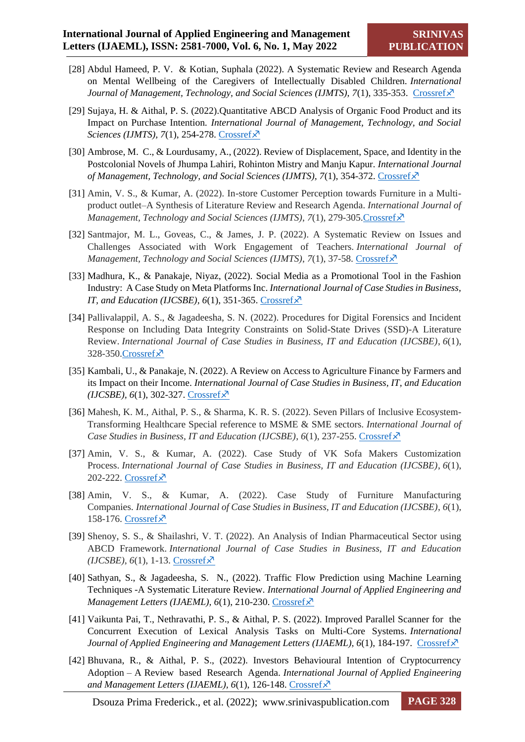[28] Abdul Hameed, P. V. & Kotian, Suphala (2022). A Systematic Review and Research Agenda on Mental Wellbeing of the Caregivers of Intellectually Disabled Children. *International Journal of Management, Technology, and Social Sciences (IJMTS), 7*(1), 335-353. Crossref

[29] Sujaya, H. & Aithal, P. S. (2022).Quantitative ABCD Analysis of Organic Food Product and its Impact on Purchase Intention. *International Journal of Management, Technology, and Social Sciences (IJMTS), 7*(1), 254-278. Crossref

[30] Ambrose, M. C., & Lourdusamy, A., (2022). Review of Displacement, Space, and Identity in the Postcolonial Novels of Jhumpa Lahiri, Rohinton Mistry and Manju Kapur. *International Journal of Management, Technology, and Social Sciences (IJMTS), 7*(1), 354-372. Crossref

[31] Amin, V. S., & Kumar, A. (2022). In-store Customer Perception towards Furniture in a Multi-product outlet–A Synthesis of Literature Review and Research Agenda. *International Journal of Management, Technology and Social Sciences (IJMTS)*, *7*(1), 279-305.Crossref

[32] Santmajor, M. L., Goveas, C., & James, J. P. (2022). A Systematic Review on Issues and Challenges Associated with Work Engagement of Teachers. *International Journal of Management, Technology and Social Sciences (IJMTS)*, *7*(1), 37-58. Crossref

[33] Madhura, K., & Panakaje, Niyaz, (2022). Social Media as a Promotional Tool in the Fashion Industry: A Case Study on Meta Platforms Inc. *International Journal of Case Studies in Business, IT, and Education (IJCSBE), 6*(1), 351-365. Crossref

[34] Pallivalappil, A. S., & Jagadeesha, S. N. (2022). Procedures for Digital Forensics and Incident Response on Including Data Integrity Constraints on Solid-State Drives (SSD)-A Literature Review. *International Journal of Case Studies in Business, IT and Education (IJCSBE)*, *6*(1), 328-350.Crossref

[35] Kambali, U., & Panakaje, N. (2022). A Review on Access to Agriculture Finance by Farmers and its Impact on their Income. *International Journal of Case Studies in Business, IT, and Education (IJCSBE), 6*(1), 302-327. Crossref

[36] Mahesh, K. M., Aithal, P. S., & Sharma, K. R. S. (2022). Seven Pillars of Inclusive Ecosystem-Transforming Healthcare Special reference to MSME & SME sectors. *International Journal of Case Studies in Business, IT and Education (IJCSBE), 6*(1), 237-255. Crossref

[37] Amin, V. S., & Kumar, A. (2022). Case Study of VK Sofa Makers Customization Process. *International Journal of Case Studies in Business, IT and Education (IJCSBE)*, *6*(1), 202-222. Crossref

[38] Amin, V. S., & Kumar, A. (2022). Case Study of Furniture Manufacturing Companies. *International Journal of Case Studies in Business, IT and Education (IJCSBE)*, *6*(1), 158-176. Crossref

[39] Shenoy, S. S., & Shailashri, V. T. (2022). An Analysis of Indian Pharmaceutical Sector using ABCD Framework. *International Journal of Case Studies in Business, IT and Education (IJCSBE), 6*(1), 1-13. Crossref

[40] Sathyan, S., & Jagadeesha, S. N., (2022). Traffic Flow Prediction using Machine Learning Techniques -A Systematic Literature Review. *International Journal of Applied Engineering and Management Letters (IJAEML), 6*(1), 210-230. Crossref

[41] Vaikunta Pai, T., Nethravathi, P. S., & Aithal, P. S. (2022). Improved Parallel Scanner for the Concurrent Execution of Lexical Analysis Tasks on Multi-Core Systems. *International Journal of Applied Engineering and Management Letters (IJAEML), 6*(1), 184-197. Crossref

[42] Bhuvana, R., & Aithal, P. S., (2022). Investors Behavioural Intention of Cryptocurrency Adoption – A Review based Research Agenda. *International Journal of Applied Engineering and Management Letters (IJAEML), 6*(1), 126-148. Crossref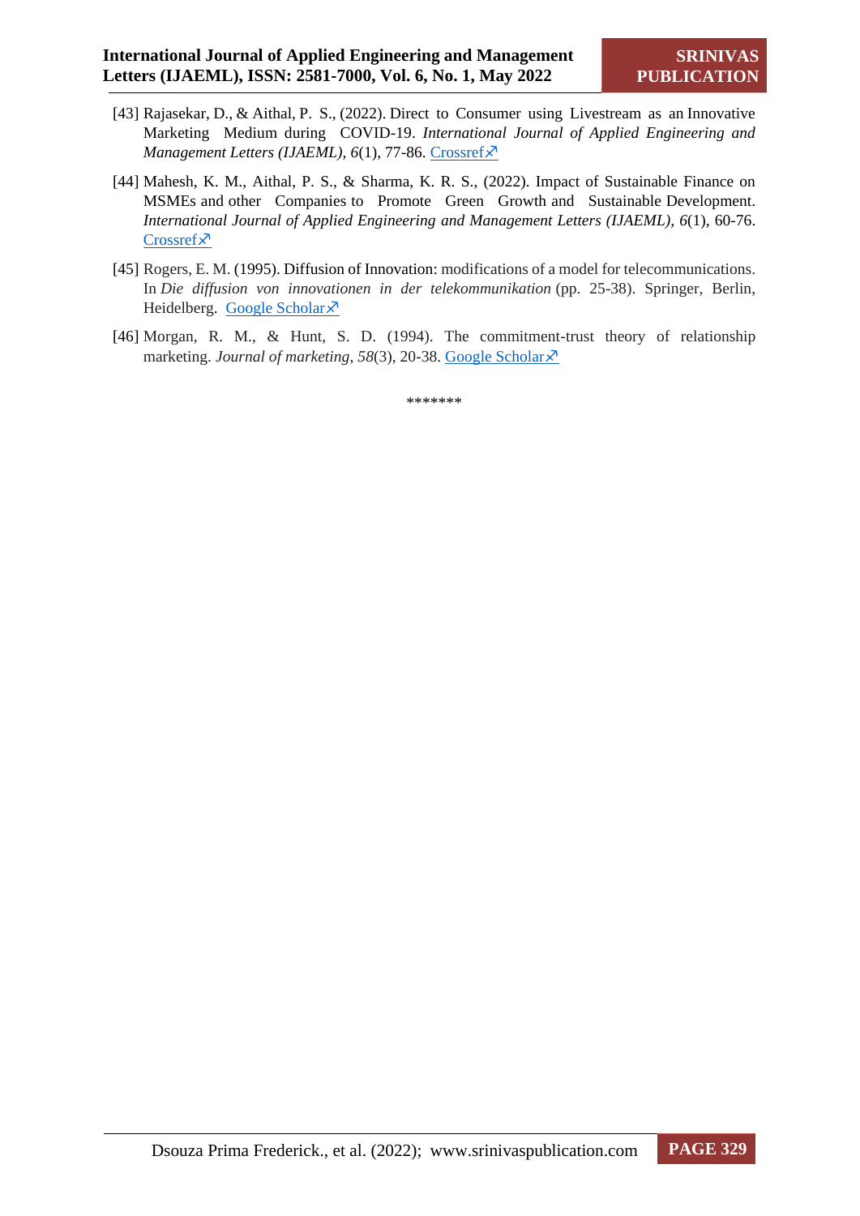[43] Rajasekar, D., & Aithal, P. S., (2022). Direct to Consumer using Livestream as an Innovative Marketing Medium during COVID-19. *International Journal of Applied Engineering and Management Letters (IJAEML)*, *6*(1), 77-86. Crossref↗

[44] Mahesh, K. M., Aithal, P. S., & Sharma, K. R. S., (2022). Impact of Sustainable Finance on MSMEs and other Companies to Promote Green Growth and Sustainable Development. *International Journal of Applied Engineering and Management Letters (IJAEML)*, *6*(1), 60-76. Crossref↗

[45] Rogers, E. M. (1995). Diffusion of Innovation: modifications of a model for telecommunications. In *Die diffusion von innovationen in der telekommunikation* (pp. 25-38). Springer, Berlin, Heidelberg. Google Scholar↗

[46] Morgan, R. M., & Hunt, S. D. (1994). The commitment-trust theory of relationship marketing. *Journal of marketing*, *58*(3), 20-38. Google Scholar↗

*******